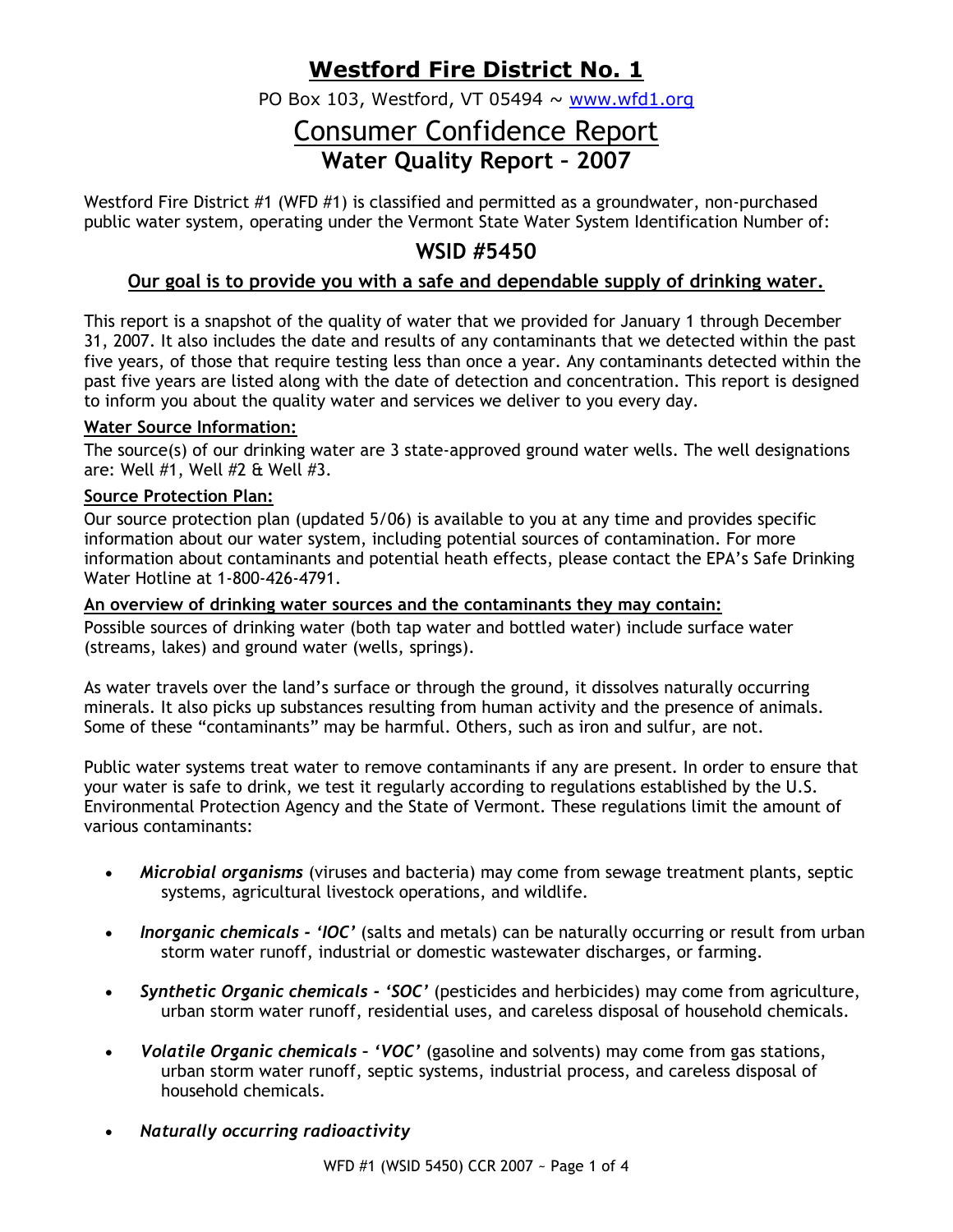# Westford Fire District No. 1

PO Box 103, Westford, VT 05494 ~ www.wfd1.org

# Consumer Confidence Report

## Water Quality Report – 2007

Westford Fire District #1 (WFD #1) is classified and permitted as a groundwater, non-purchased public water system, operating under the Vermont State Water System Identification Number of:

## WSID #5450

**Our goal is to provide you with a safe and dependable supply of drinking water.**

This report is a snapshot of the quality of water that we provided for January 1 through December 31, 2007. It also includes the date and results of any contaminants that we detected within the past five years, of those that require testing less than once a year. Any contaminants detected within the past five years are listed along with the date of detection and concentration. This report is designed to inform you about the quality water and services we deliver to you every day.

**Water Source Information:**

The source(s) of our drinking water are 3 state-approved ground water wells. The well designations are: Well #1, Well #2 & Well #3.

**Source Protection Plan:**

Our source protection plan (updated 5/06) is available to you at any time and provides specific information about our water system, including potential sources of contamination. For more information about contaminants and potential heath effects, please contact the EPA's Safe Drinking Water Hotline at 1-800-426-4791.

**An overview of drinking water sources and the contaminants they may contain:**

Possible sources of drinking water (both tap water and bottled water) include surface water (streams, lakes) and ground water (wells, springs).

As water travels over the land's surface or through the ground, it dissolves naturally occurring minerals. It also picks up substances resulting from human activity and the presence of animals. Some of these "contaminants" may be harmful. Others, such as iron and sulfur, are not.

Public water systems treat water to remove contaminants if any are present. In order to ensure that your water is safe to drink, we test it regularly according to regulations established by the U.S. Environmental Protection Agency and the State of Vermont. These regulations limit the amount of various contaminants:

- ***Microbial organisms*** (viruses and bacteria) may come from sewage treatment plants, septic systems, agricultural livestock operations, and wildlife.
- ***Inorganic chemicals - 'IOC'*** (salts and metals) can be naturally occurring or result from urban storm water runoff, industrial or domestic wastewater discharges, or farming.
- ***Synthetic Organic chemicals - 'SOC'*** (pesticides and herbicides) may come from agriculture, urban storm water runoff, residential uses, and careless disposal of household chemicals.
- ***Volatile Organic chemicals – 'VOC'*** (gasoline and solvents) may come from gas stations, urban storm water runoff, septic systems, industrial process, and careless disposal of household chemicals.
- ***Naturally occurring radioactivity***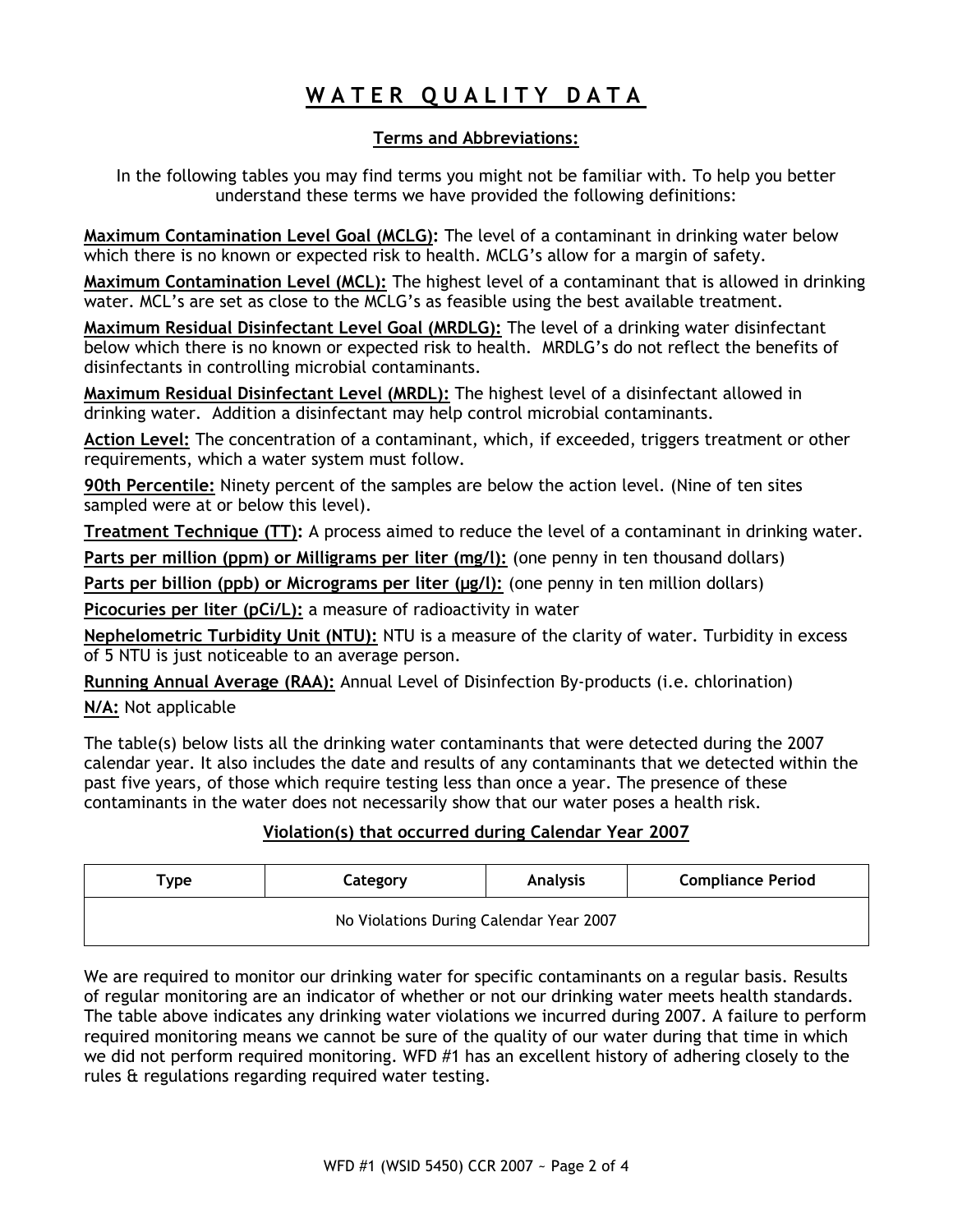# WATER QUALITY DATA

## Terms and Abbreviations:

In the following tables you may find terms you might not be familiar with. To help you better understand these terms we have provided the following definitions:

**Maximum Contamination Level Goal (MCLG):** The level of a contaminant in drinking water below which there is no known or expected risk to health. MCLG's allow for a margin of safety.

**Maximum Contamination Level (MCL):** The highest level of a contaminant that is allowed in drinking water. MCL's are set as close to the MCLG's as feasible using the best available treatment.

**Maximum Residual Disinfectant Level Goal (MRDLG):** The level of a drinking water disinfectant below which there is no known or expected risk to health. MRDLG's do not reflect the benefits of disinfectants in controlling microbial contaminants.

**Maximum Residual Disinfectant Level (MRDL):** The highest level of a disinfectant allowed in drinking water. Addition a disinfectant may help control microbial contaminants.

**Action Level:** The concentration of a contaminant, which, if exceeded, triggers treatment or other requirements, which a water system must follow.

**90th Percentile:** Ninety percent of the samples are below the action level. (Nine of ten sites sampled were at or below this level).

**Treatment Technique (TT):** A process aimed to reduce the level of a contaminant in drinking water.

**Parts per million (ppm) or Milligrams per liter (mg/l):** (one penny in ten thousand dollars)

**Parts per billion (ppb) or Micrograms per liter (µg/l):** (one penny in ten million dollars)

**Picocuries per liter (pCi/L):** a measure of radioactivity in water

**Nephelometric Turbidity Unit (NTU):** NTU is a measure of the clarity of water. Turbidity in excess of 5 NTU is just noticeable to an average person.

**Running Annual Average (RAA):** Annual Level of Disinfection By-products (i.e. chlorination)

**N/A:** Not applicable

The table(s) below lists all the drinking water contaminants that were detected during the 2007 calendar year. It also includes the date and results of any contaminants that we detected within the past five years, of those which require testing less than once a year. The presence of these contaminants in the water does not necessarily show that our water poses a health risk.

### Violation(s) that occurred during Calendar Year 2007

| Type | Category | Analysis | Compliance Period |
|---|---|---|---|
| No Violations During Calendar Year 2007 | | | |

We are required to monitor our drinking water for specific contaminants on a regular basis. Results of regular monitoring are an indicator of whether or not our drinking water meets health standards. The table above indicates any drinking water violations we incurred during 2007. A failure to perform required monitoring means we cannot be sure of the quality of our water during that time in which we did not perform required monitoring. WFD #1 has an excellent history of adhering closely to the rules & regulations regarding required water testing.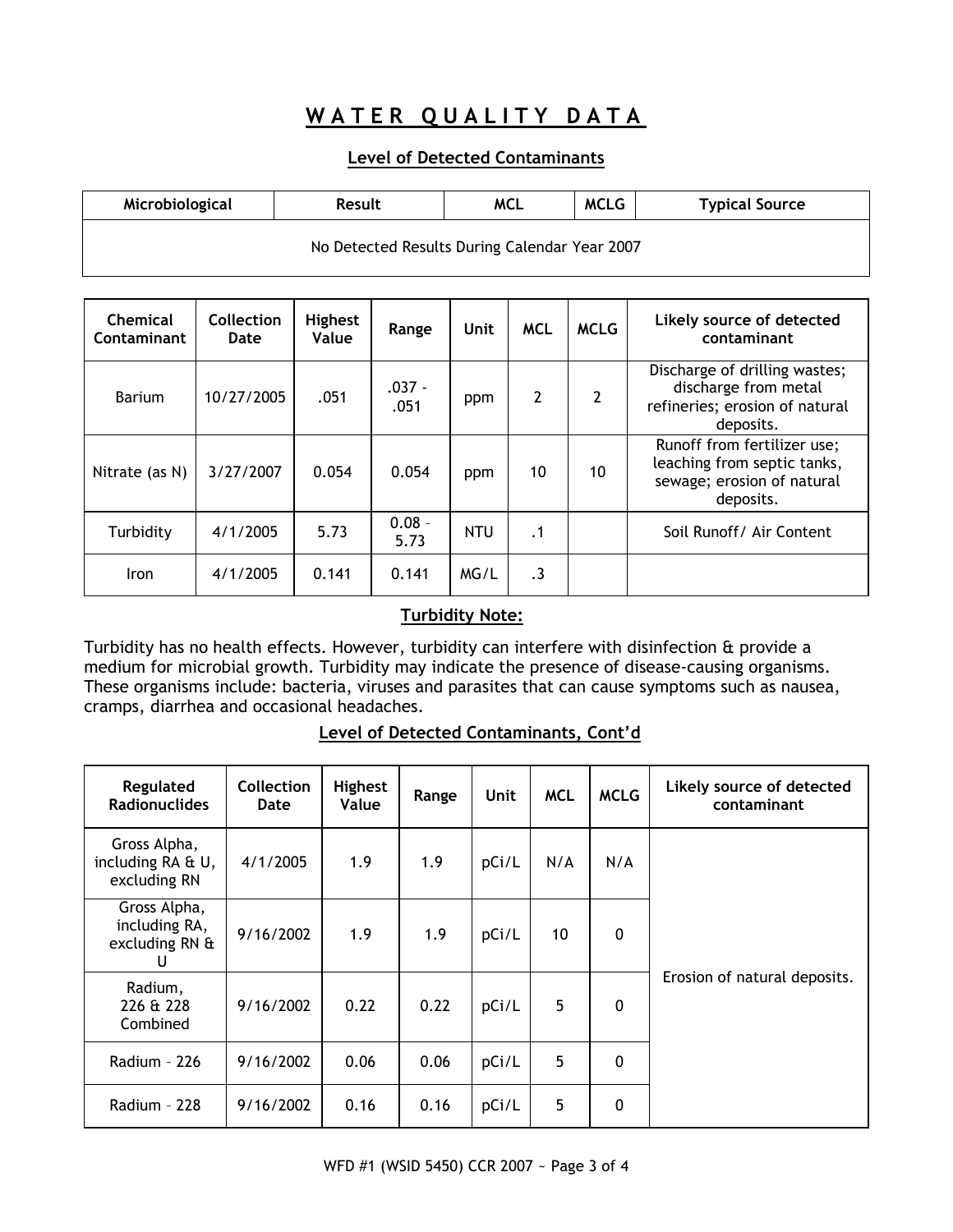# WATER QUALITY DATA

## Level of Detected Contaminants

| Microbiological | Result | MCL | MCLG | Typical Source |
|---|---|---|---|---|
| No Detected Results During Calendar Year 2007 | | | | |

| Chemical Contaminant | Collection Date | Highest Value | Range | Unit | MCL | MCLG | Likely source of detected contaminant |
|---|---|---|---|---|---|---|---|
| Barium | 10/27/2005 | .051 | .037 - .051 | ppm | 2 | 2 | Discharge of drilling wastes; discharge from metal refineries; erosion of natural deposits. |
| Nitrate (as N) | 3/27/2007 | 0.054 | 0.054 | ppm | 10 | 10 | Runoff from fertilizer use; leaching from septic tanks, sewage; erosion of natural deposits. |
| Turbidity | 4/1/2005 | 5.73 | 0.08 – 5.73 | NTU | .1 | | Soil Runoff/ Air Content |
| Iron | 4/1/2005 | 0.141 | 0.141 | MG/L | .3 | | |

### Turbidity Note:

Turbidity has no health effects. However, turbidity can interfere with disinfection & provide a medium for microbial growth. Turbidity may indicate the presence of disease-causing organisms. These organisms include: bacteria, viruses and parasites that can cause symptoms such as nausea, cramps, diarrhea and occasional headaches.

## Level of Detected Contaminants, Cont'd

| Regulated Radionuclides | Collection Date | Highest Value | Range | Unit | MCL | MCLG | Likely source of detected contaminant |
|---|---|---|---|---|---|---|---|
| Gross Alpha, including RA & U, excluding RN | 4/1/2005 | 1.9 | 1.9 | pCi/L | N/A | N/A | Erosion of natural deposits. |
| Gross Alpha, including RA, excluding RN & U | 9/16/2002 | 1.9 | 1.9 | pCi/L | 10 | 0 | |
| Radium, 226 & 228 Combined | 9/16/2002 | 0.22 | 0.22 | pCi/L | 5 | 0 | |
| Radium – 226 | 9/16/2002 | 0.06 | 0.06 | pCi/L | 5 | 0 | |
| Radium – 228 | 9/16/2002 | 0.16 | 0.16 | pCi/L | 5 | 0 | |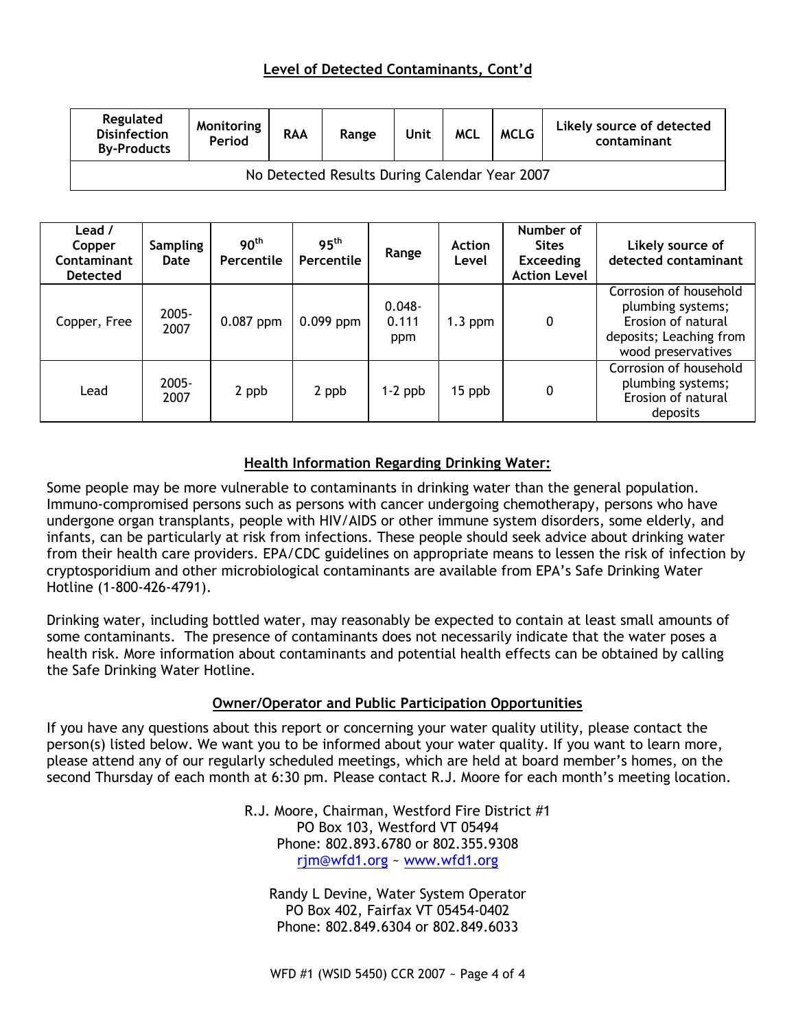## Level of Detected Contaminants, Cont'd

| Regulated Disinfection By-Products | Monitoring Period | RAA | Range | Unit | MCL | MCLG | Likely source of detected contaminant |
|---|---|---|---|---|---|---|---|
| No Detected Results During Calendar Year 2007 | | | | | | | |

| Lead / Copper Contaminant Detected | Sampling Date | 90th Percentile | 95th Percentile | Range | Action Level | Number of Sites Exceeding Action Level | Likely source of detected contaminant |
|---|---|---|---|---|---|---|---|
| Copper, Free | 2005-2007 | 0.087 ppm | 0.099 ppm | 0.048-0.111 ppm | 1.3 ppm | 0 | Corrosion of household plumbing systems; Erosion of natural deposits; Leaching from wood preservatives |
| Lead | 2005-2007 | 2 ppb | 2 ppb | 1-2 ppb | 15 ppb | 0 | Corrosion of household plumbing systems; Erosion of natural deposits |

## Health Information Regarding Drinking Water:

Some people may be more vulnerable to contaminants in drinking water than the general population. Immuno-compromised persons such as persons with cancer undergoing chemotherapy, persons who have undergone organ transplants, people with HIV/AIDS or other immune system disorders, some elderly, and infants, can be particularly at risk from infections. These people should seek advice about drinking water from their health care providers. EPA/CDC guidelines on appropriate means to lessen the risk of infection by cryptosporidium and other microbiological contaminants are available from EPA's Safe Drinking Water Hotline (1-800-426-4791).

Drinking water, including bottled water, may reasonably be expected to contain at least small amounts of some contaminants. The presence of contaminants does not necessarily indicate that the water poses a health risk. More information about contaminants and potential health effects can be obtained by calling the Safe Drinking Water Hotline.

## Owner/Operator and Public Participation Opportunities

If you have any questions about this report or concerning your water quality utility, please contact the person(s) listed below. We want you to be informed about your water quality. If you want to learn more, please attend any of our regularly scheduled meetings, which are held at board member's homes, on the second Thursday of each month at 6:30 pm. Please contact R.J. Moore for each month's meeting location.

R.J. Moore, Chairman, Westford Fire District #1
PO Box 103, Westford VT 05494
Phone: 802.893.6780 or 802.355.9308
rjm@wfd1.org ~ www.wfd1.org

Randy L Devine, Water System Operator
PO Box 402, Fairfax VT 05454-0402
Phone: 802.849.6304 or 802.849.6033